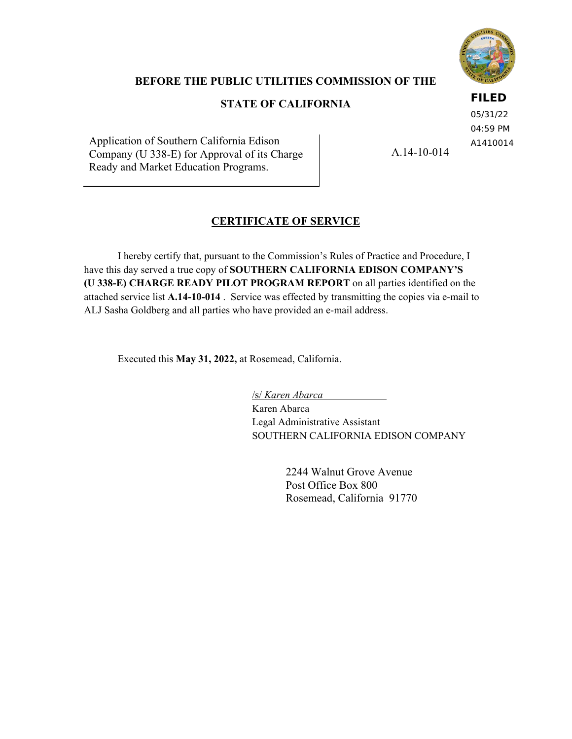**FILED**
05/31/22
04:59 PM
A1410014

**BEFORE THE PUBLIC UTILITIES COMMISSION OF THE**

**STATE OF CALIFORNIA**

| | |
|---|---|
| Application of Southern California Edison Company (U 338-E) for Approval of its Charge Ready and Market Education Programs. | A.14-10-014 |

## CERTIFICATE OF SERVICE

I hereby certify that, pursuant to the Commission's Rules of Practice and Procedure, I have this day served a true copy of **SOUTHERN CALIFORNIA EDISON COMPANY'S (U 338-E) CHARGE READY PILOT PROGRAM REPORT** on all parties identified on the attached service list **A.14-10-014** . Service was effected by transmitting the copies via e-mail to ALJ Sasha Goldberg and all parties who have provided an e-mail address.

Executed this **May 31, 2022,** at Rosemead, California.

/s/ *Karen Abarca*
Karen Abarca
Legal Administrative Assistant
SOUTHERN CALIFORNIA EDISON COMPANY

2244 Walnut Grove Avenue
Post Office Box 800
Rosemead, California 91770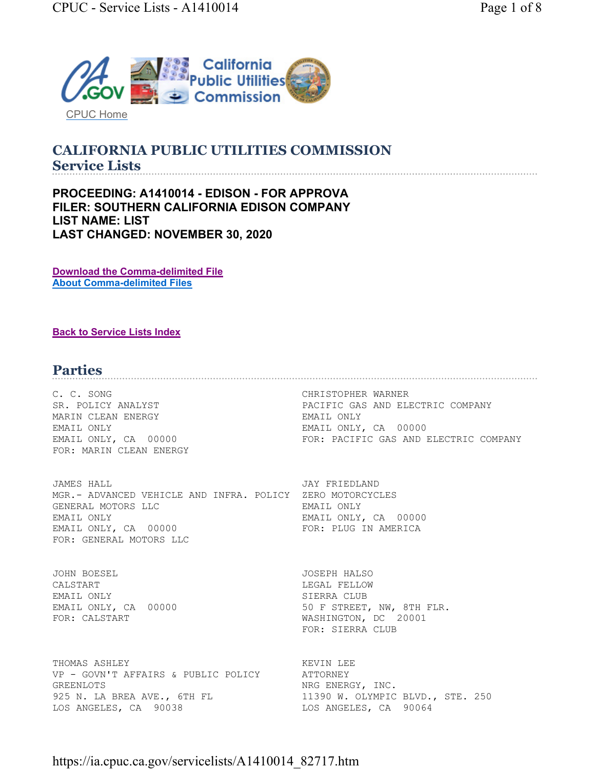CPUC Home

# CALIFORNIA PUBLIC UTILITIES COMMISSION
## Service Lists

**PROCEEDING: A1410014 - EDISON - FOR APPROVA**
**FILER: SOUTHERN CALIFORNIA EDISON COMPANY**
**LIST NAME: LIST**
**LAST CHANGED: NOVEMBER 30, 2020**

Download the Comma-delimited File
About Comma-delimited Files

Back to Service Lists Index

## Parties

C. C. SONG
SR. POLICY ANALYST
MARIN CLEAN ENERGY
EMAIL ONLY
EMAIL ONLY, CA 00000
FOR: MARIN CLEAN ENERGY

CHRISTOPHER WARNER
PACIFIC GAS AND ELECTRIC COMPANY
EMAIL ONLY
EMAIL ONLY, CA 00000
FOR: PACIFIC GAS AND ELECTRIC COMPANY

JAMES HALL
MGR.- ADVANCED VEHICLE AND INFRA. POLICY
GENERAL MOTORS LLC
EMAIL ONLY
EMAIL ONLY, CA 00000
FOR: GENERAL MOTORS LLC

JAY FRIEDLAND
ZERO MOTORCYCLES
EMAIL ONLY
EMAIL ONLY, CA 00000
FOR: PLUG IN AMERICA

JOHN BOESEL
CALSTART
EMAIL ONLY
EMAIL ONLY, CA 00000
FOR: CALSTART

JOSEPH HALSO
LEGAL FELLOW
SIERRA CLUB
50 F STREET, NW, 8TH FLR.
WASHINGTON, DC 20001
FOR: SIERRA CLUB

THOMAS ASHLEY
VP - GOVN'T AFFAIRS & PUBLIC POLICY
GREENLOTS
925 N. LA BREA AVE., 6TH FL
LOS ANGELES, CA 90038

KEVIN LEE
ATTORNEY
NRG ENERGY, INC.
11390 W. OLYMPIC BLVD., STE. 250
LOS ANGELES, CA 90064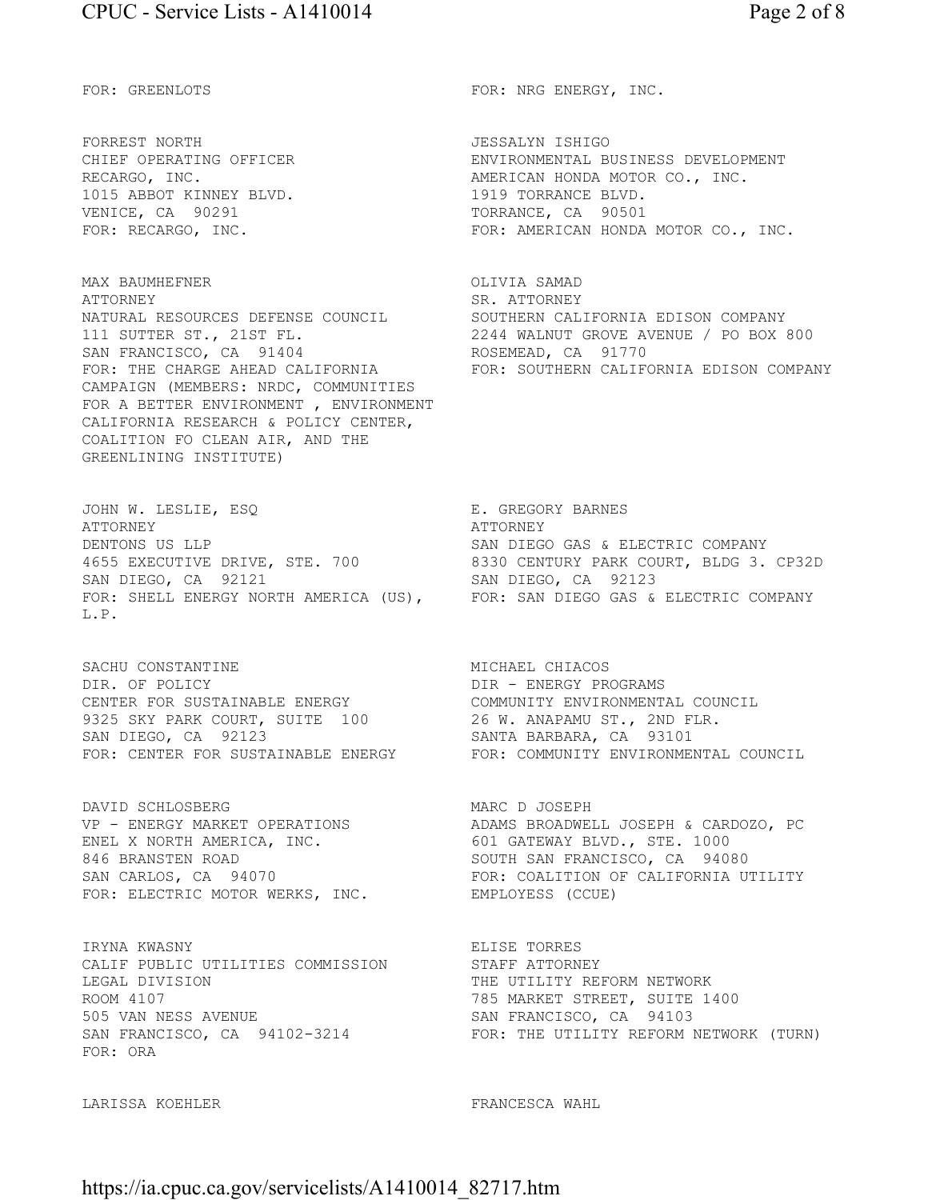FOR: GREENLOTS

FOR: NRG ENERGY, INC.

FORREST NORTH
CHIEF OPERATING OFFICER
RECARGO, INC.
1015 ABBOT KINNEY BLVD.
VENICE, CA 90291
FOR: RECARGO, INC.

JESSALYN ISHIGO
ENVIRONMENTAL BUSINESS DEVELOPMENT
AMERICAN HONDA MOTOR CO., INC.
1919 TORRANCE BLVD.
TORRANCE, CA 90501
FOR: AMERICAN HONDA MOTOR CO., INC.

MAX BAUMHEFNER
ATTORNEY
NATURAL RESOURCES DEFENSE COUNCIL
111 SUTTER ST., 21ST FL.
SAN FRANCISCO, CA 91404
FOR: THE CHARGE AHEAD CALIFORNIA CAMPAIGN (MEMBERS: NRDC, COMMUNITIES FOR A BETTER ENVIRONMENT , ENVIRONMENT CALIFORNIA RESEARCH & POLICY CENTER, COALITION FO CLEAN AIR, AND THE GREENLINING INSTITUTE)

OLIVIA SAMAD
SR. ATTORNEY
SOUTHERN CALIFORNIA EDISON COMPANY
2244 WALNUT GROVE AVENUE / PO BOX 800
ROSEMEAD, CA 91770
FOR: SOUTHERN CALIFORNIA EDISON COMPANY

JOHN W. LESLIE, ESQ
ATTORNEY
DENTONS US LLP
4655 EXECUTIVE DRIVE, STE. 700
SAN DIEGO, CA 92121
FOR: SHELL ENERGY NORTH AMERICA (US), L.P.

E. GREGORY BARNES
ATTORNEY
SAN DIEGO GAS & ELECTRIC COMPANY
8330 CENTURY PARK COURT, BLDG 3. CP32D
SAN DIEGO, CA 92123
FOR: SAN DIEGO GAS & ELECTRIC COMPANY

SACHU CONSTANTINE
DIR. OF POLICY
CENTER FOR SUSTAINABLE ENERGY
9325 SKY PARK COURT, SUITE 100
SAN DIEGO, CA 92123
FOR: CENTER FOR SUSTAINABLE ENERGY

MICHAEL CHIACOS
DIR - ENERGY PROGRAMS
COMMUNITY ENVIRONMENTAL COUNCIL
26 W. ANAPAMU ST., 2ND FLR.
SANTA BARBARA, CA 93101
FOR: COMMUNITY ENVIRONMENTAL COUNCIL

DAVID SCHLOSBERG
VP - ENERGY MARKET OPERATIONS
ENEL X NORTH AMERICA, INC.
846 BRANSTEN ROAD
SAN CARLOS, CA 94070
FOR: ELECTRIC MOTOR WERKS, INC.

MARC D JOSEPH
ADAMS BROADWELL JOSEPH & CARDOZO, PC
601 GATEWAY BLVD., STE. 1000
SOUTH SAN FRANCISCO, CA 94080
FOR: COALITION OF CALIFORNIA UTILITY EMPLOYESS (CCUE)

IRYNA KWASNY
CALIF PUBLIC UTILITIES COMMISSION
LEGAL DIVISION
ROOM 4107
505 VAN NESS AVENUE
SAN FRANCISCO, CA 94102-3214
FOR: ORA

ELISE TORRES
STAFF ATTORNEY
THE UTILITY REFORM NETWORK
785 MARKET STREET, SUITE 1400
SAN FRANCISCO, CA 94103
FOR: THE UTILITY REFORM NETWORK (TURN)

LARISSA KOEHLER

FRANCESCA WAHL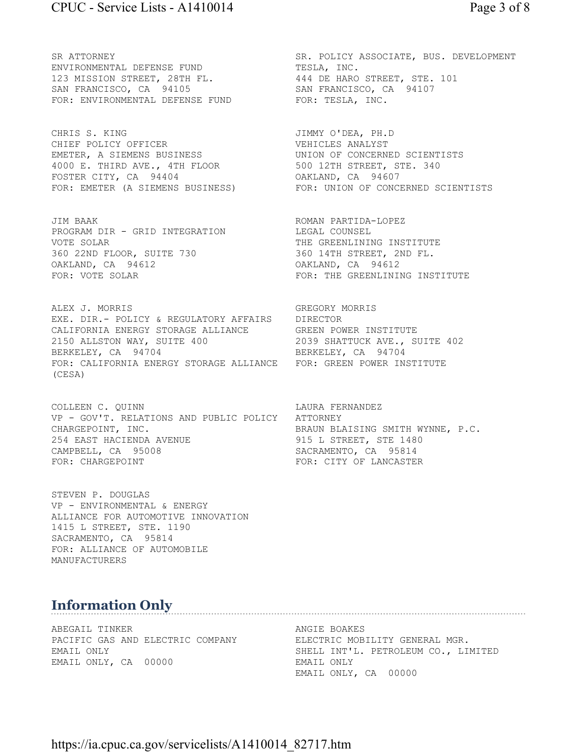SR ATTORNEY
ENVIRONMENTAL DEFENSE FUND
123 MISSION STREET, 28TH FL.
SAN FRANCISCO, CA 94105
FOR: ENVIRONMENTAL DEFENSE FUND

SR. POLICY ASSOCIATE, BUS. DEVELOPMENT
TESLA, INC.
444 DE HARO STREET, STE. 101
SAN FRANCISCO, CA 94107
FOR: TESLA, INC.

CHRIS S. KING
CHIEF POLICY OFFICER
EMETER, A SIEMENS BUSINESS
4000 E. THIRD AVE., 4TH FLOOR
FOSTER CITY, CA 94404
FOR: EMETER (A SIEMENS BUSINESS)

JIMMY O'DEA, PH.D
VEHICLES ANALYST
UNION OF CONCERNED SCIENTISTS
500 12TH STREET, STE. 340
OAKLAND, CA 94607
FOR: UNION OF CONCERNED SCIENTISTS

JIM BAAK
PROGRAM DIR - GRID INTEGRATION
VOTE SOLAR
360 22ND FLOOR, SUITE 730
OAKLAND, CA 94612
FOR: VOTE SOLAR

ROMAN PARTIDA-LOPEZ
LEGAL COUNSEL
THE GREENLINING INSTITUTE
360 14TH STREET, 2ND FL.
OAKLAND, CA 94612
FOR: THE GREENLINING INSTITUTE

ALEX J. MORRIS
EXE. DIR.- POLICY & REGULATORY AFFAIRS
CALIFORNIA ENERGY STORAGE ALLIANCE
2150 ALLSTON WAY, SUITE 400
BERKELEY, CA 94704
FOR: CALIFORNIA ENERGY STORAGE ALLIANCE (CESA)

GREGORY MORRIS
DIRECTOR
GREEN POWER INSTITUTE
2039 SHATTUCK AVE., SUITE 402
BERKELEY, CA 94704
FOR: GREEN POWER INSTITUTE

COLLEEN C. QUINN
VP - GOV'T. RELATIONS AND PUBLIC POLICY
CHARGEPOINT, INC.
254 EAST HACIENDA AVENUE
CAMPBELL, CA 95008
FOR: CHARGEPOINT

LAURA FERNANDEZ
ATTORNEY
BRAUN BLAISING SMITH WYNNE, P.C.
915 L STREET, STE 1480
SACRAMENTO, CA 95814
FOR: CITY OF LANCASTER

STEVEN P. DOUGLAS
VP - ENVIRONMENTAL & ENERGY
ALLIANCE FOR AUTOMOTIVE INNOVATION
1415 L STREET, STE. 1190
SACRAMENTO, CA 95814
FOR: ALLIANCE OF AUTOMOBILE MANUFACTURERS

## Information Only

ABEGAIL TINKER
PACIFIC GAS AND ELECTRIC COMPANY
EMAIL ONLY
EMAIL ONLY, CA 00000

ANGIE BOAKES
ELECTRIC MOBILITY GENERAL MGR.
SHELL INT'L. PETROLEUM CO., LIMITED
EMAIL ONLY
EMAIL ONLY, CA 00000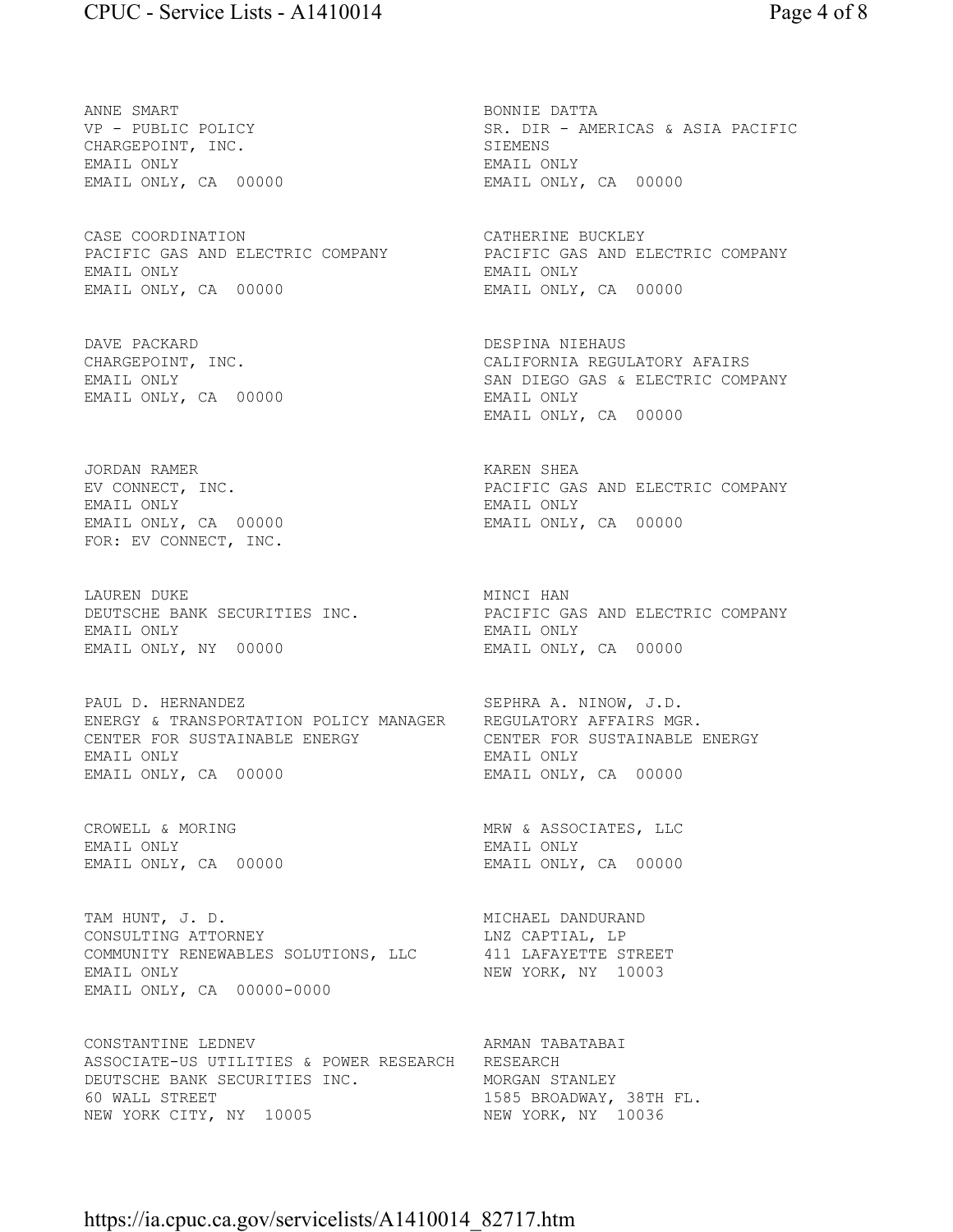ANNE SMART
VP - PUBLIC POLICY
CHARGEPOINT, INC.
EMAIL ONLY
EMAIL ONLY, CA 00000

BONNIE DATTA
SR. DIR - AMERICAS & ASIA PACIFIC
SIEMENS
EMAIL ONLY
EMAIL ONLY, CA 00000

CASE COORDINATION
PACIFIC GAS AND ELECTRIC COMPANY
EMAIL ONLY
EMAIL ONLY, CA 00000

CATHERINE BUCKLEY
PACIFIC GAS AND ELECTRIC COMPANY
EMAIL ONLY
EMAIL ONLY, CA 00000

DAVE PACKARD
CHARGEPOINT, INC.
EMAIL ONLY
EMAIL ONLY, CA 00000

DESPINA NIEHAUS
CALIFORNIA REGULATORY AFAIRS
SAN DIEGO GAS & ELECTRIC COMPANY
EMAIL ONLY
EMAIL ONLY, CA 00000

JORDAN RAMER
EV CONNECT, INC.
EMAIL ONLY
EMAIL ONLY, CA 00000
FOR: EV CONNECT, INC.

KAREN SHEA
PACIFIC GAS AND ELECTRIC COMPANY
EMAIL ONLY
EMAIL ONLY, CA 00000

LAUREN DUKE
DEUTSCHE BANK SECURITIES INC.
EMAIL ONLY
EMAIL ONLY, NY 00000

MINCI HAN
PACIFIC GAS AND ELECTRIC COMPANY
EMAIL ONLY
EMAIL ONLY, CA 00000

PAUL D. HERNANDEZ
ENERGY & TRANSPORTATION POLICY MANAGER
CENTER FOR SUSTAINABLE ENERGY
EMAIL ONLY
EMAIL ONLY, CA 00000

SEPHRA A. NINOW, J.D.
REGULATORY AFFAIRS MGR.
CENTER FOR SUSTAINABLE ENERGY
EMAIL ONLY
EMAIL ONLY, CA 00000

CROWELL & MORING
EMAIL ONLY
EMAIL ONLY, CA 00000

MRW & ASSOCIATES, LLC
EMAIL ONLY
EMAIL ONLY, CA 00000

TAM HUNT, J. D.
CONSULTING ATTORNEY
COMMUNITY RENEWABLES SOLUTIONS, LLC
EMAIL ONLY
EMAIL ONLY, CA 00000-0000

MICHAEL DANDURAND
LNZ CAPTIAL, LP
411 LAFAYETTE STREET
NEW YORK, NY 10003

CONSTANTINE LEDNEV
ASSOCIATE-US UTILITIES & POWER RESEARCH
DEUTSCHE BANK SECURITIES INC.
60 WALL STREET
NEW YORK CITY, NY 10005

ARMAN TABATABAI
RESEARCH
MORGAN STANLEY
1585 BROADWAY, 38TH FL.
NEW YORK, NY 10036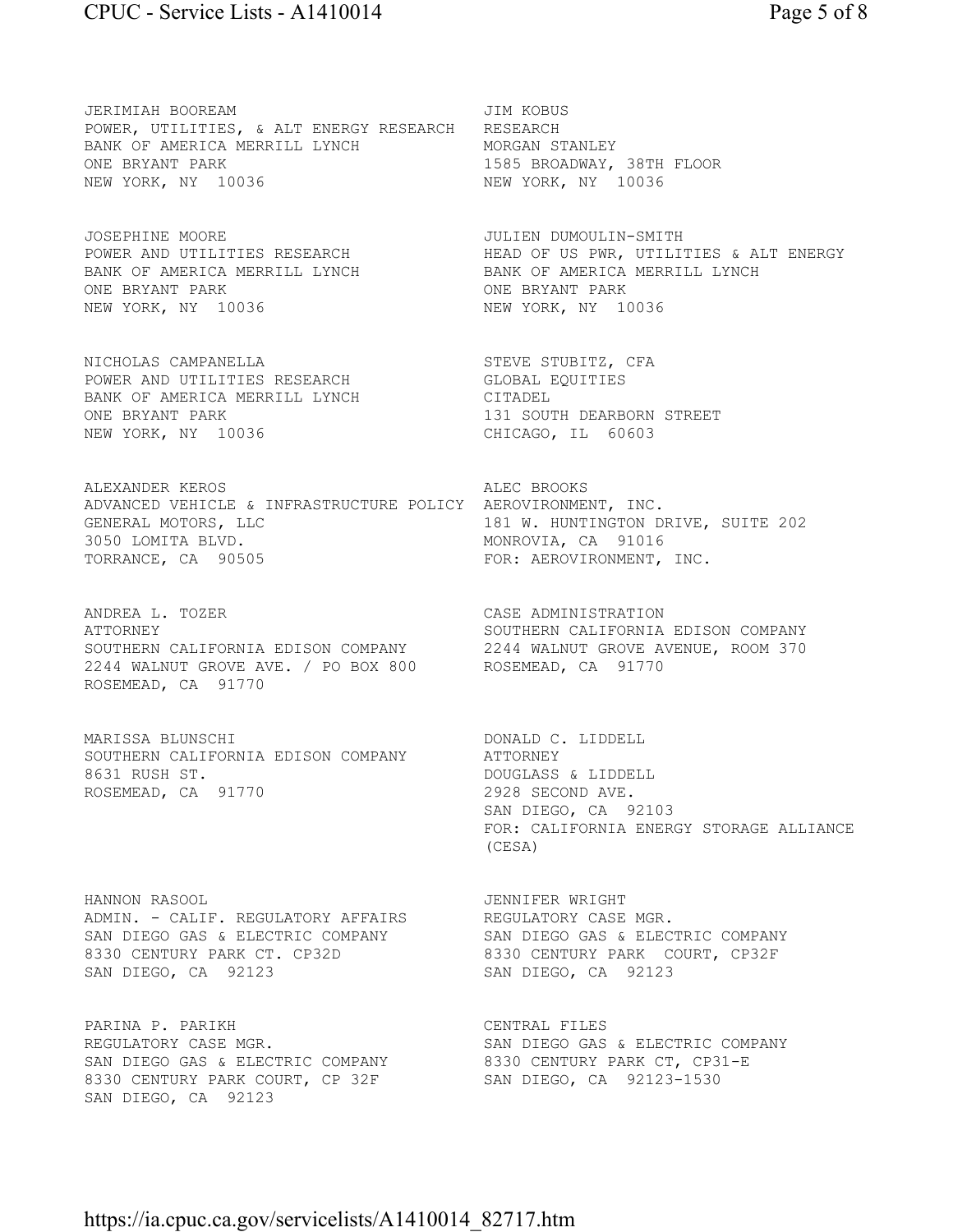JERIMIAH BOOREAM
POWER, UTILITIES, & ALT ENERGY RESEARCH
BANK OF AMERICA MERRILL LYNCH
ONE BRYANT PARK
NEW YORK, NY 10036

JIM KOBUS
RESEARCH
MORGAN STANLEY
1585 BROADWAY, 38TH FLOOR
NEW YORK, NY 10036

JOSEPHINE MOORE
POWER AND UTILITIES RESEARCH
BANK OF AMERICA MERRILL LYNCH
ONE BRYANT PARK
NEW YORK, NY 10036

JULIEN DUMOULIN-SMITH
HEAD OF US PWR, UTILITIES & ALT ENERGY
BANK OF AMERICA MERRILL LYNCH
ONE BRYANT PARK
NEW YORK, NY 10036

NICHOLAS CAMPANELLA
POWER AND UTILITIES RESEARCH
BANK OF AMERICA MERRILL LYNCH
ONE BRYANT PARK
NEW YORK, NY 10036

STEVE STUBITZ, CFA
GLOBAL EQUITIES
CITADEL
131 SOUTH DEARBORN STREET
CHICAGO, IL 60603

ALEXANDER KEROS
ADVANCED VEHICLE & INFRASTRUCTURE POLICY
GENERAL MOTORS, LLC
3050 LOMITA BLVD.
TORRANCE, CA 90505

ALEC BROOKS
AEROVIRONMENT, INC.
181 W. HUNTINGTON DRIVE, SUITE 202
MONROVIA, CA 91016
FOR: AEROVIRONMENT, INC.

ANDREA L. TOZER
ATTORNEY
SOUTHERN CALIFORNIA EDISON COMPANY
2244 WALNUT GROVE AVE. / PO BOX 800
ROSEMEAD, CA 91770

CASE ADMINISTRATION
SOUTHERN CALIFORNIA EDISON COMPANY
2244 WALNUT GROVE AVENUE, ROOM 370
ROSEMEAD, CA 91770

MARISSA BLUNSCHI
SOUTHERN CALIFORNIA EDISON COMPANY
8631 RUSH ST.
ROSEMEAD, CA 91770

DONALD C. LIDDELL
ATTORNEY
DOUGLASS & LIDDELL
2928 SECOND AVE.
SAN DIEGO, CA 92103
FOR: CALIFORNIA ENERGY STORAGE ALLIANCE (CESA)

HANNON RASOOL
ADMIN. - CALIF. REGULATORY AFFAIRS
SAN DIEGO GAS & ELECTRIC COMPANY
8330 CENTURY PARK CT. CP32D
SAN DIEGO, CA 92123

JENNIFER WRIGHT
REGULATORY CASE MGR.
SAN DIEGO GAS & ELECTRIC COMPANY
8330 CENTURY PARK COURT, CP32F
SAN DIEGO, CA 92123

PARINA P. PARIKH
REGULATORY CASE MGR.
SAN DIEGO GAS & ELECTRIC COMPANY
8330 CENTURY PARK COURT, CP 32F
SAN DIEGO, CA 92123

CENTRAL FILES
SAN DIEGO GAS & ELECTRIC COMPANY
8330 CENTURY PARK CT, CP31-E
SAN DIEGO, CA 92123-1530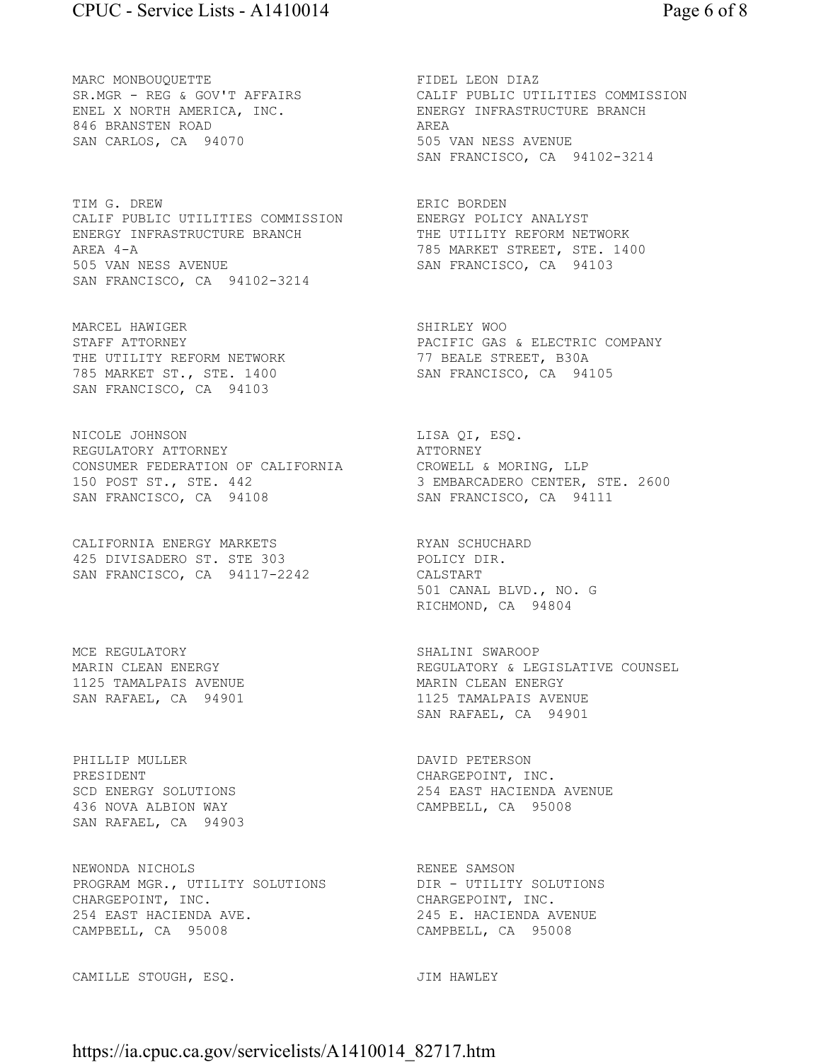MARC MONBOUQUETTE
SR.MGR - REG & GOV'T AFFAIRS
ENEL X NORTH AMERICA, INC.
846 BRANSTEN ROAD
SAN CARLOS, CA 94070

FIDEL LEON DIAZ
CALIF PUBLIC UTILITIES COMMISSION
ENERGY INFRASTRUCTURE BRANCH
AREA
505 VAN NESS AVENUE
SAN FRANCISCO, CA 94102-3214

TIM G. DREW
CALIF PUBLIC UTILITIES COMMISSION
ENERGY INFRASTRUCTURE BRANCH
AREA 4-A
505 VAN NESS AVENUE
SAN FRANCISCO, CA 94102-3214

ERIC BORDEN
ENERGY POLICY ANALYST
THE UTILITY REFORM NETWORK
785 MARKET STREET, STE. 1400
SAN FRANCISCO, CA 94103

MARCEL HAWIGER
STAFF ATTORNEY
THE UTILITY REFORM NETWORK
785 MARKET ST., STE. 1400
SAN FRANCISCO, CA 94103

SHIRLEY WOO
PACIFIC GAS & ELECTRIC COMPANY
77 BEALE STREET, B30A
SAN FRANCISCO, CA 94105

NICOLE JOHNSON
REGULATORY ATTORNEY
CONSUMER FEDERATION OF CALIFORNIA
150 POST ST., STE. 442
SAN FRANCISCO, CA 94108

LISA QI, ESQ.
ATTORNEY
CROWELL & MORING, LLP
3 EMBARCADERO CENTER, STE. 2600
SAN FRANCISCO, CA 94111

CALIFORNIA ENERGY MARKETS
425 DIVISADERO ST. STE 303
SAN FRANCISCO, CA 94117-2242

RYAN SCHUCHARD
POLICY DIR.
CALSTART
501 CANAL BLVD., NO. G
RICHMOND, CA 94804

MCE REGULATORY
MARIN CLEAN ENERGY
1125 TAMALPAIS AVENUE
SAN RAFAEL, CA 94901

SHALINI SWAROOP
REGULATORY & LEGISLATIVE COUNSEL
MARIN CLEAN ENERGY
1125 TAMALPAIS AVENUE
SAN RAFAEL, CA 94901

PHILLIP MULLER
PRESIDENT
SCD ENERGY SOLUTIONS
436 NOVA ALBION WAY
SAN RAFAEL, CA 94903

DAVID PETERSON
CHARGEPOINT, INC.
254 EAST HACIENDA AVENUE
CAMPBELL, CA 95008

NEWONDA NICHOLS
PROGRAM MGR., UTILITY SOLUTIONS
CHARGEPOINT, INC.
254 EAST HACIENDA AVE.
CAMPBELL, CA 95008

RENEE SAMSON
DIR - UTILITY SOLUTIONS
CHARGEPOINT, INC.
245 E. HACIENDA AVENUE
CAMPBELL, CA 95008

CAMILLE STOUGH, ESQ.

JIM HAWLEY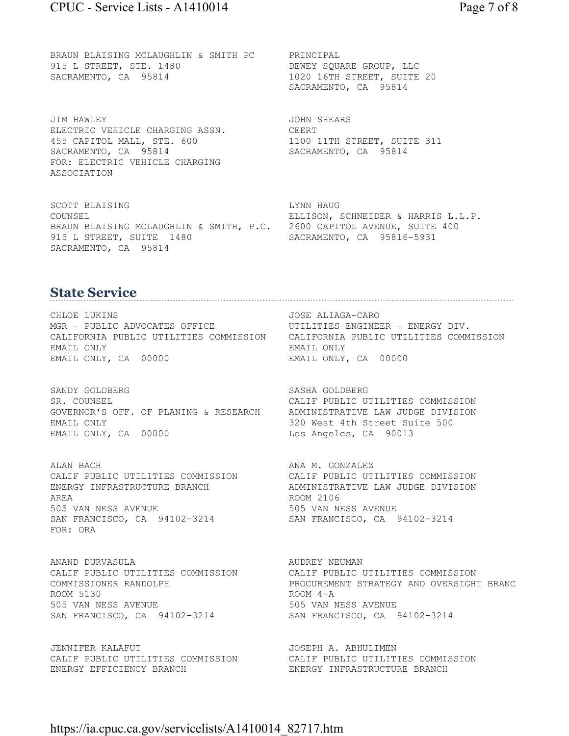BRAUN BLAISING MCLAUGHLIN & SMITH PC
915 L STREET, STE. 1480
SACRAMENTO, CA 95814

PRINCIPAL
DEWEY SQUARE GROUP, LLC
1020 16TH STREET, SUITE 20
SACRAMENTO, CA 95814

JIM HAWLEY
ELECTRIC VEHICLE CHARGING ASSN.
455 CAPITOL MALL, STE. 600
SACRAMENTO, CA 95814
FOR: ELECTRIC VEHICLE CHARGING ASSOCIATION

JOHN SHEARS
CEERT
1100 11TH STREET, SUITE 311
SACRAMENTO, CA 95814

SCOTT BLAISING
COUNSEL
BRAUN BLAISING MCLAUGHLIN & SMITH, P.C.
915 L STREET, SUITE 1480
SACRAMENTO, CA 95814

LYNN HAUG
ELLISON, SCHNEIDER & HARRIS L.L.P.
2600 CAPITOL AVENUE, SUITE 400
SACRAMENTO, CA 95816-5931

## State Service

CHLOE LUKINS
MGR - PUBLIC ADVOCATES OFFICE
CALIFORNIA PUBLIC UTILITIES COMMISSION
EMAIL ONLY
EMAIL ONLY, CA 00000

JOSE ALIAGA-CARO
UTILITIES ENGINEER - ENERGY DIV.
CALIFORNIA PUBLIC UTILITIES COMMISSION
EMAIL ONLY
EMAIL ONLY, CA 00000

SANDY GOLDBERG
SR. COUNSEL
GOVERNOR'S OFF. OF PLANING & RESEARCH
EMAIL ONLY
EMAIL ONLY, CA 00000

SASHA GOLDBERG
CALIF PUBLIC UTILITIES COMMISSION
ADMINISTRATIVE LAW JUDGE DIVISION
320 West 4th Street Suite 500
Los Angeles, CA 90013

ALAN BACH
CALIF PUBLIC UTILITIES COMMISSION
ENERGY INFRASTRUCTURE BRANCH
AREA
505 VAN NESS AVENUE
SAN FRANCISCO, CA 94102-3214
FOR: ORA

ANA M. GONZALEZ
CALIF PUBLIC UTILITIES COMMISSION
ADMINISTRATIVE LAW JUDGE DIVISION
ROOM 2106
505 VAN NESS AVENUE
SAN FRANCISCO, CA 94102-3214

ANAND DURVASULA
CALIF PUBLIC UTILITIES COMMISSION
COMMISSIONER RANDOLPH
ROOM 5130
505 VAN NESS AVENUE
SAN FRANCISCO, CA 94102-3214

AUDREY NEUMAN
CALIF PUBLIC UTILITIES COMMISSION
PROCUREMENT STRATEGY AND OVERSIGHT BRANC
ROOM 4-A
505 VAN NESS AVENUE
SAN FRANCISCO, CA 94102-3214

JENNIFER KALAFUT
CALIF PUBLIC UTILITIES COMMISSION
ENERGY EFFICIENCY BRANCH

JOSEPH A. ABHULIMEN
CALIF PUBLIC UTILITIES COMMISSION
ENERGY INFRASTRUCTURE BRANCH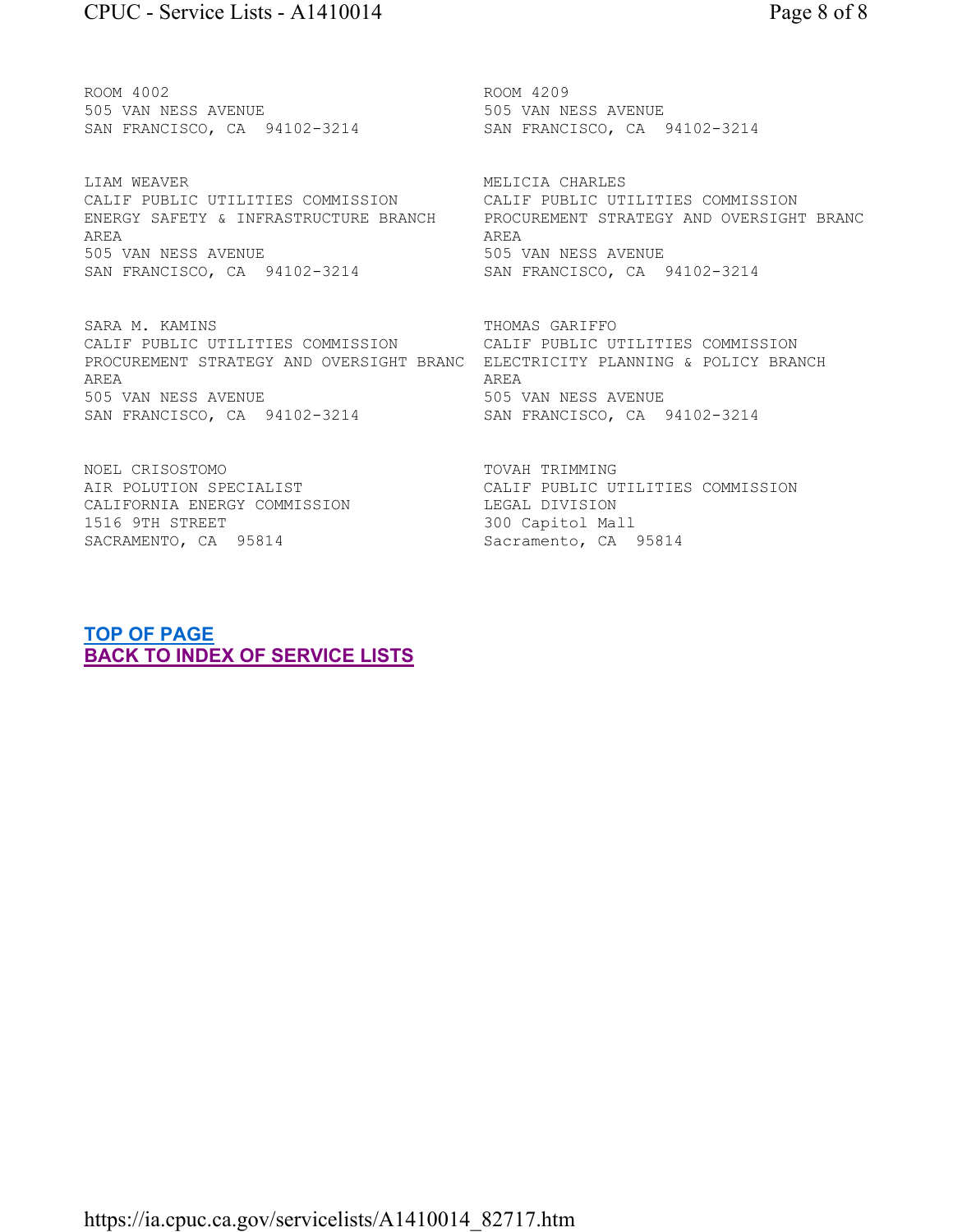ROOM 4002
505 VAN NESS AVENUE
SAN FRANCISCO, CA 94102-3214

ROOM 4209
505 VAN NESS AVENUE
SAN FRANCISCO, CA 94102-3214

LIAM WEAVER
CALIF PUBLIC UTILITIES COMMISSION
ENERGY SAFETY & INFRASTRUCTURE BRANCH
AREA
505 VAN NESS AVENUE
SAN FRANCISCO, CA 94102-3214

MELICIA CHARLES
CALIF PUBLIC UTILITIES COMMISSION
PROCUREMENT STRATEGY AND OVERSIGHT BRANC
AREA
505 VAN NESS AVENUE
SAN FRANCISCO, CA 94102-3214

SARA M. KAMINS
CALIF PUBLIC UTILITIES COMMISSION
PROCUREMENT STRATEGY AND OVERSIGHT BRANC
AREA
505 VAN NESS AVENUE
SAN FRANCISCO, CA 94102-3214

THOMAS GARIFFO
CALIF PUBLIC UTILITIES COMMISSION
ELECTRICITY PLANNING & POLICY BRANCH
AREA
505 VAN NESS AVENUE
SAN FRANCISCO, CA 94102-3214

NOEL CRISOSTOMO
AIR POLUTION SPECIALIST
CALIFORNIA ENERGY COMMISSION
1516 9TH STREET
SACRAMENTO, CA 95814

TOVAH TRIMMING
CALIF PUBLIC UTILITIES COMMISSION
LEGAL DIVISION
300 Capitol Mall
Sacramento, CA 95814

**TOP OF PAGE**
**BACK TO INDEX OF SERVICE LISTS**